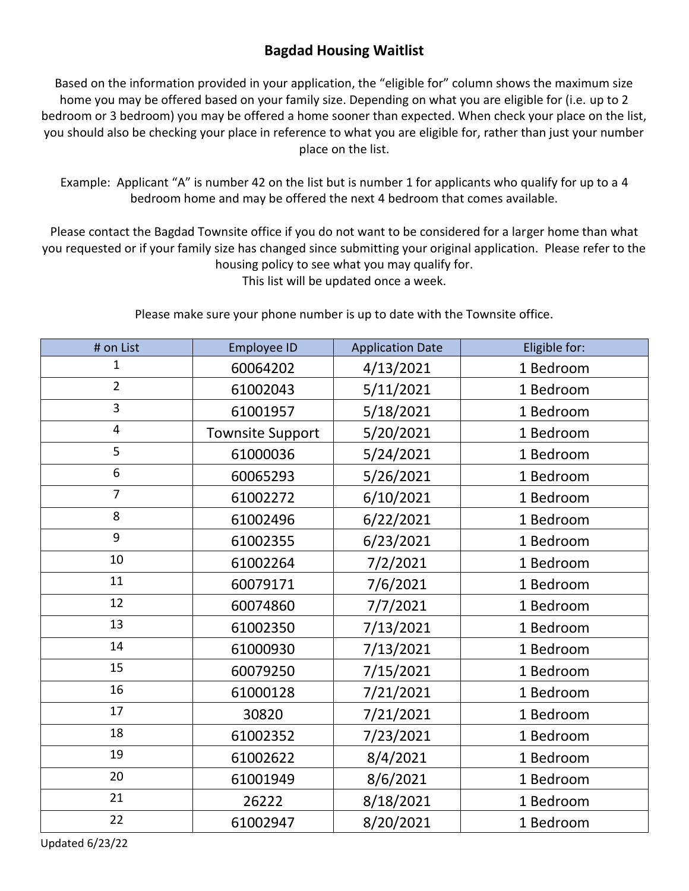# Bagdad Housing Waitlist

Based on the information provided in your application, the "eligible for" column shows the maximum size home you may be offered based on your family size. Depending on what you are eligible for (i.e. up to 2 bedroom or 3 bedroom) you may be offered a home sooner than expected. When check your place on the list, you should also be checking your place in reference to what you are eligible for, rather than just your number place on the list.

Example: Applicant "A" is number 42 on the list but is number 1 for applicants who qualify for up to a 4 bedroom home and may be offered the next 4 bedroom that comes available.

Please contact the Bagdad Townsite office if you do not want to be considered for a larger home than what you requested or if your family size has changed since submitting your original application. Please refer to the housing policy to see what you may qualify for.
This list will be updated once a week.

Please make sure your phone number is up to date with the Townsite office.

| # on List | Employee ID | Application Date | Eligible for: |
|---|---|---|---|
| 1 | 60064202 | 4/13/2021 | 1 Bedroom |
| 2 | 61002043 | 5/11/2021 | 1 Bedroom |
| 3 | 61001957 | 5/18/2021 | 1 Bedroom |
| 4 | Townsite Support | 5/20/2021 | 1 Bedroom |
| 5 | 61000036 | 5/24/2021 | 1 Bedroom |
| 6 | 60065293 | 5/26/2021 | 1 Bedroom |
| 7 | 61002272 | 6/10/2021 | 1 Bedroom |
| 8 | 61002496 | 6/22/2021 | 1 Bedroom |
| 9 | 61002355 | 6/23/2021 | 1 Bedroom |
| 10 | 61002264 | 7/2/2021 | 1 Bedroom |
| 11 | 60079171 | 7/6/2021 | 1 Bedroom |
| 12 | 60074860 | 7/7/2021 | 1 Bedroom |
| 13 | 61002350 | 7/13/2021 | 1 Bedroom |
| 14 | 61000930 | 7/13/2021 | 1 Bedroom |
| 15 | 60079250 | 7/15/2021 | 1 Bedroom |
| 16 | 61000128 | 7/21/2021 | 1 Bedroom |
| 17 | 30820 | 7/21/2021 | 1 Bedroom |
| 18 | 61002352 | 7/23/2021 | 1 Bedroom |
| 19 | 61002622 | 8/4/2021 | 1 Bedroom |
| 20 | 61001949 | 8/6/2021 | 1 Bedroom |
| 21 | 26222 | 8/18/2021 | 1 Bedroom |
| 22 | 61002947 | 8/20/2021 | 1 Bedroom |

Updated 6/23/22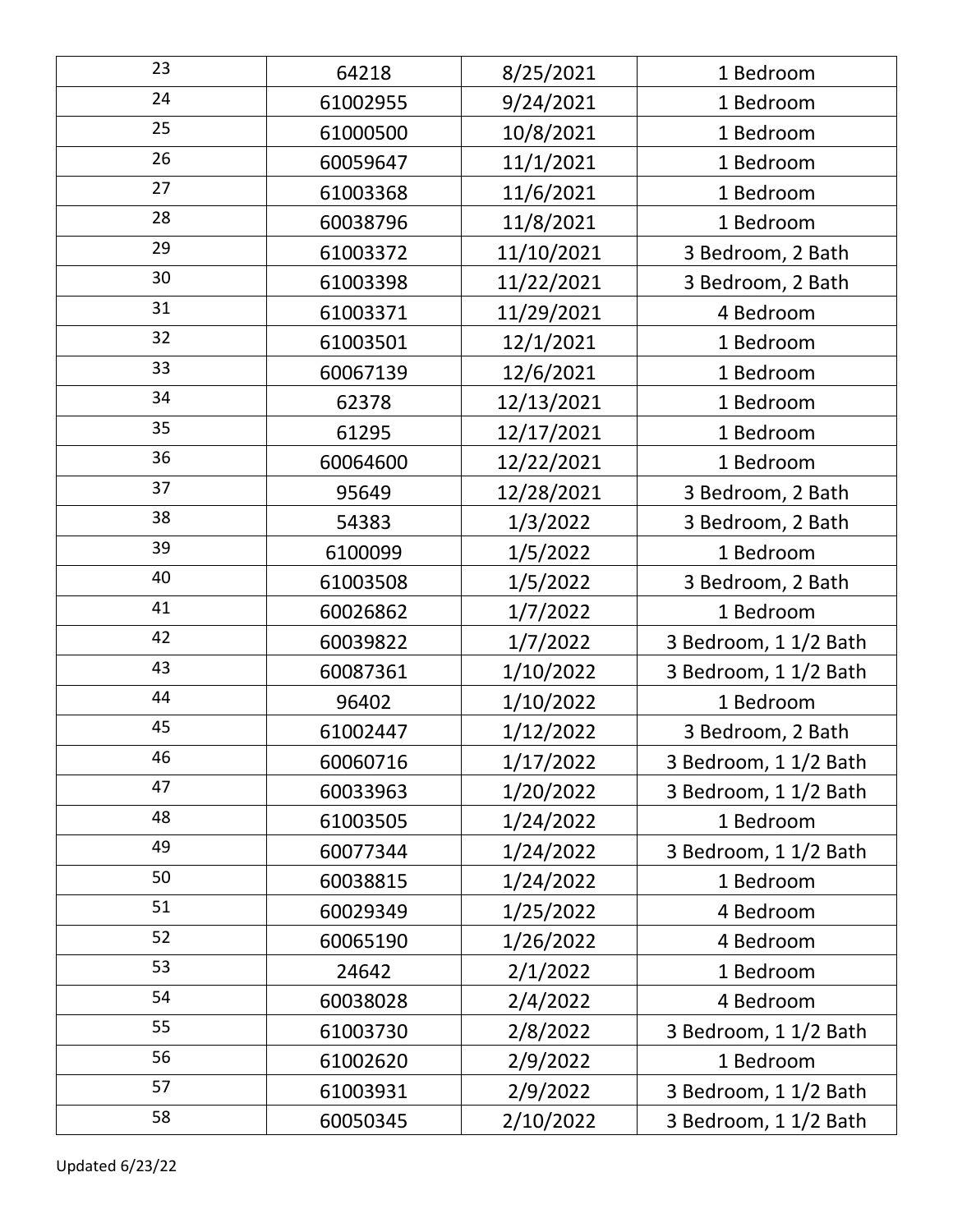| 23 | 64218 | 8/25/2021 | 1 Bedroom |
|---|---|---|---|
| 24 | 61002955 | 9/24/2021 | 1 Bedroom |
| 25 | 61000500 | 10/8/2021 | 1 Bedroom |
| 26 | 60059647 | 11/1/2021 | 1 Bedroom |
| 27 | 61003368 | 11/6/2021 | 1 Bedroom |
| 28 | 60038796 | 11/8/2021 | 1 Bedroom |
| 29 | 61003372 | 11/10/2021 | 3 Bedroom, 2 Bath |
| 30 | 61003398 | 11/22/2021 | 3 Bedroom, 2 Bath |
| 31 | 61003371 | 11/29/2021 | 4 Bedroom |
| 32 | 61003501 | 12/1/2021 | 1 Bedroom |
| 33 | 60067139 | 12/6/2021 | 1 Bedroom |
| 34 | 62378 | 12/13/2021 | 1 Bedroom |
| 35 | 61295 | 12/17/2021 | 1 Bedroom |
| 36 | 60064600 | 12/22/2021 | 1 Bedroom |
| 37 | 95649 | 12/28/2021 | 3 Bedroom, 2 Bath |
| 38 | 54383 | 1/3/2022 | 3 Bedroom, 2 Bath |
| 39 | 6100099 | 1/5/2022 | 1 Bedroom |
| 40 | 61003508 | 1/5/2022 | 3 Bedroom, 2 Bath |
| 41 | 60026862 | 1/7/2022 | 1 Bedroom |
| 42 | 60039822 | 1/7/2022 | 3 Bedroom, 1 1/2 Bath |
| 43 | 60087361 | 1/10/2022 | 3 Bedroom, 1 1/2 Bath |
| 44 | 96402 | 1/10/2022 | 1 Bedroom |
| 45 | 61002447 | 1/12/2022 | 3 Bedroom, 2 Bath |
| 46 | 60060716 | 1/17/2022 | 3 Bedroom, 1 1/2 Bath |
| 47 | 60033963 | 1/20/2022 | 3 Bedroom, 1 1/2 Bath |
| 48 | 61003505 | 1/24/2022 | 1 Bedroom |
| 49 | 60077344 | 1/24/2022 | 3 Bedroom, 1 1/2 Bath |
| 50 | 60038815 | 1/24/2022 | 1 Bedroom |
| 51 | 60029349 | 1/25/2022 | 4 Bedroom |
| 52 | 60065190 | 1/26/2022 | 4 Bedroom |
| 53 | 24642 | 2/1/2022 | 1 Bedroom |
| 54 | 60038028 | 2/4/2022 | 4 Bedroom |
| 55 | 61003730 | 2/8/2022 | 3 Bedroom, 1 1/2 Bath |
| 56 | 61002620 | 2/9/2022 | 1 Bedroom |
| 57 | 61003931 | 2/9/2022 | 3 Bedroom, 1 1/2 Bath |
| 58 | 60050345 | 2/10/2022 | 3 Bedroom, 1 1/2 Bath |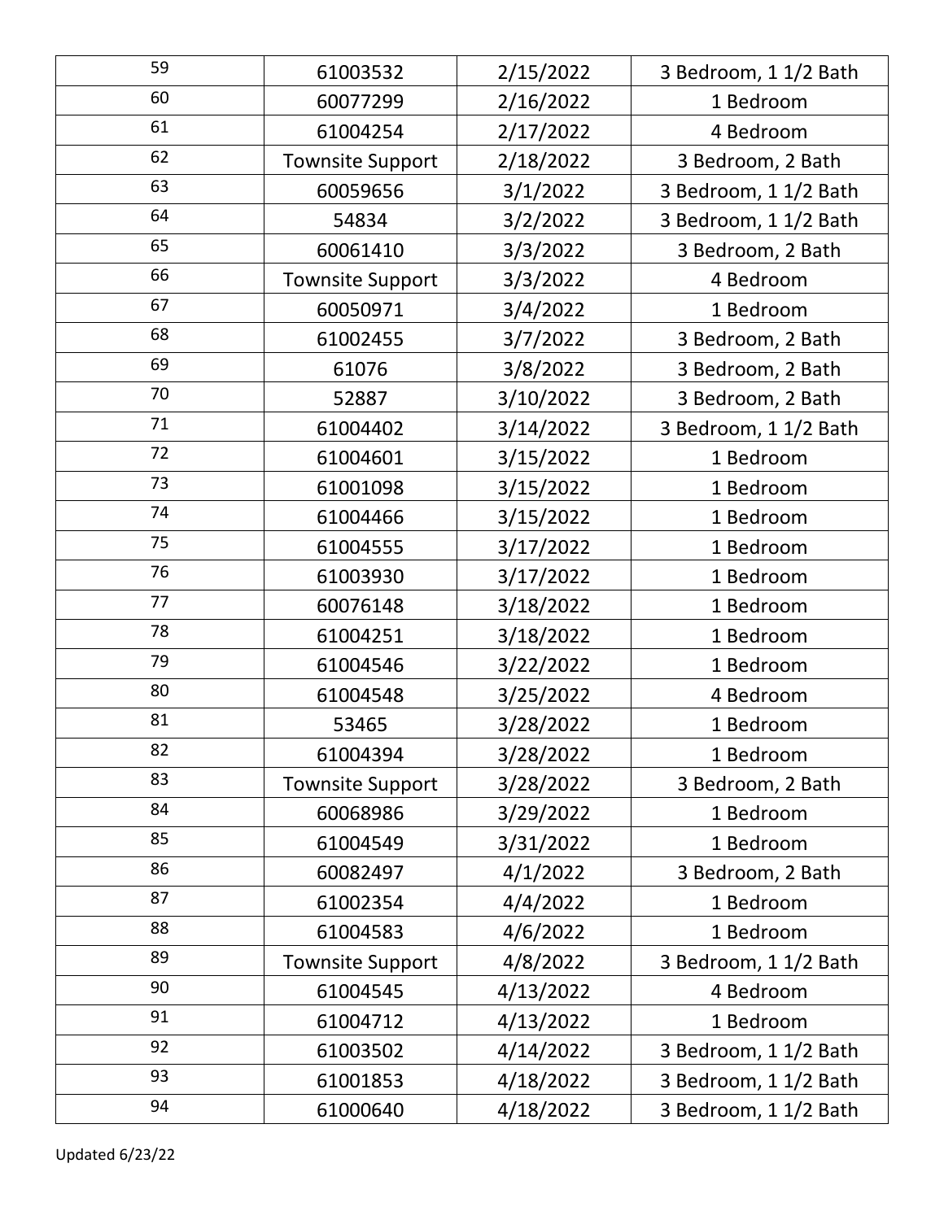| | | | |
|---|---|---|---|
| 59 | 61003532 | 2/15/2022 | 3 Bedroom, 1 1/2 Bath |
| 60 | 60077299 | 2/16/2022 | 1 Bedroom |
| 61 | 61004254 | 2/17/2022 | 4 Bedroom |
| 62 | Townsite Support | 2/18/2022 | 3 Bedroom, 2 Bath |
| 63 | 60059656 | 3/1/2022 | 3 Bedroom, 1 1/2 Bath |
| 64 | 54834 | 3/2/2022 | 3 Bedroom, 1 1/2 Bath |
| 65 | 60061410 | 3/3/2022 | 3 Bedroom, 2 Bath |
| 66 | Townsite Support | 3/3/2022 | 4 Bedroom |
| 67 | 60050971 | 3/4/2022 | 1 Bedroom |
| 68 | 61002455 | 3/7/2022 | 3 Bedroom, 2 Bath |
| 69 | 61076 | 3/8/2022 | 3 Bedroom, 2 Bath |
| 70 | 52887 | 3/10/2022 | 3 Bedroom, 2 Bath |
| 71 | 61004402 | 3/14/2022 | 3 Bedroom, 1 1/2 Bath |
| 72 | 61004601 | 3/15/2022 | 1 Bedroom |
| 73 | 61001098 | 3/15/2022 | 1 Bedroom |
| 74 | 61004466 | 3/15/2022 | 1 Bedroom |
| 75 | 61004555 | 3/17/2022 | 1 Bedroom |
| 76 | 61003930 | 3/17/2022 | 1 Bedroom |
| 77 | 60076148 | 3/18/2022 | 1 Bedroom |
| 78 | 61004251 | 3/18/2022 | 1 Bedroom |
| 79 | 61004546 | 3/22/2022 | 1 Bedroom |
| 80 | 61004548 | 3/25/2022 | 4 Bedroom |
| 81 | 53465 | 3/28/2022 | 1 Bedroom |
| 82 | 61004394 | 3/28/2022 | 1 Bedroom |
| 83 | Townsite Support | 3/28/2022 | 3 Bedroom, 2 Bath |
| 84 | 60068986 | 3/29/2022 | 1 Bedroom |
| 85 | 61004549 | 3/31/2022 | 1 Bedroom |
| 86 | 60082497 | 4/1/2022 | 3 Bedroom, 2 Bath |
| 87 | 61002354 | 4/4/2022 | 1 Bedroom |
| 88 | 61004583 | 4/6/2022 | 1 Bedroom |
| 89 | Townsite Support | 4/8/2022 | 3 Bedroom, 1 1/2 Bath |
| 90 | 61004545 | 4/13/2022 | 4 Bedroom |
| 91 | 61004712 | 4/13/2022 | 1 Bedroom |
| 92 | 61003502 | 4/14/2022 | 3 Bedroom, 1 1/2 Bath |
| 93 | 61001853 | 4/18/2022 | 3 Bedroom, 1 1/2 Bath |
| 94 | 61000640 | 4/18/2022 | 3 Bedroom, 1 1/2 Bath |

Updated 6/23/22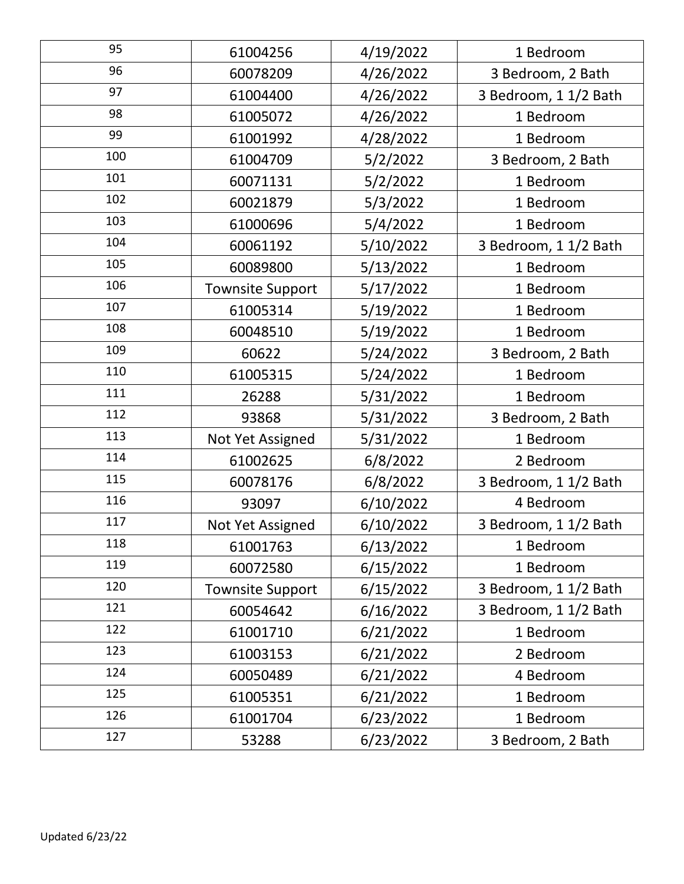| | | | |
|---|---|---|---|
| 95 | 61004256 | 4/19/2022 | 1 Bedroom |
| 96 | 60078209 | 4/26/2022 | 3 Bedroom, 2 Bath |
| 97 | 61004400 | 4/26/2022 | 3 Bedroom, 1 1/2 Bath |
| 98 | 61005072 | 4/26/2022 | 1 Bedroom |
| 99 | 61001992 | 4/28/2022 | 1 Bedroom |
| 100 | 61004709 | 5/2/2022 | 3 Bedroom, 2 Bath |
| 101 | 60071131 | 5/2/2022 | 1 Bedroom |
| 102 | 60021879 | 5/3/2022 | 1 Bedroom |
| 103 | 61000696 | 5/4/2022 | 1 Bedroom |
| 104 | 60061192 | 5/10/2022 | 3 Bedroom, 1 1/2 Bath |
| 105 | 60089800 | 5/13/2022 | 1 Bedroom |
| 106 | Townsite Support | 5/17/2022 | 1 Bedroom |
| 107 | 61005314 | 5/19/2022 | 1 Bedroom |
| 108 | 60048510 | 5/19/2022 | 1 Bedroom |
| 109 | 60622 | 5/24/2022 | 3 Bedroom, 2 Bath |
| 110 | 61005315 | 5/24/2022 | 1 Bedroom |
| 111 | 26288 | 5/31/2022 | 1 Bedroom |
| 112 | 93868 | 5/31/2022 | 3 Bedroom, 2 Bath |
| 113 | Not Yet Assigned | 5/31/2022 | 1 Bedroom |
| 114 | 61002625 | 6/8/2022 | 2 Bedroom |
| 115 | 60078176 | 6/8/2022 | 3 Bedroom, 1 1/2 Bath |
| 116 | 93097 | 6/10/2022 | 4 Bedroom |
| 117 | Not Yet Assigned | 6/10/2022 | 3 Bedroom, 1 1/2 Bath |
| 118 | 61001763 | 6/13/2022 | 1 Bedroom |
| 119 | 60072580 | 6/15/2022 | 1 Bedroom |
| 120 | Townsite Support | 6/15/2022 | 3 Bedroom, 1 1/2 Bath |
| 121 | 60054642 | 6/16/2022 | 3 Bedroom, 1 1/2 Bath |
| 122 | 61001710 | 6/21/2022 | 1 Bedroom |
| 123 | 61003153 | 6/21/2022 | 2 Bedroom |
| 124 | 60050489 | 6/21/2022 | 4 Bedroom |
| 125 | 61005351 | 6/21/2022 | 1 Bedroom |
| 126 | 61001704 | 6/23/2022 | 1 Bedroom |
| 127 | 53288 | 6/23/2022 | 3 Bedroom, 2 Bath |

Updated 6/23/22